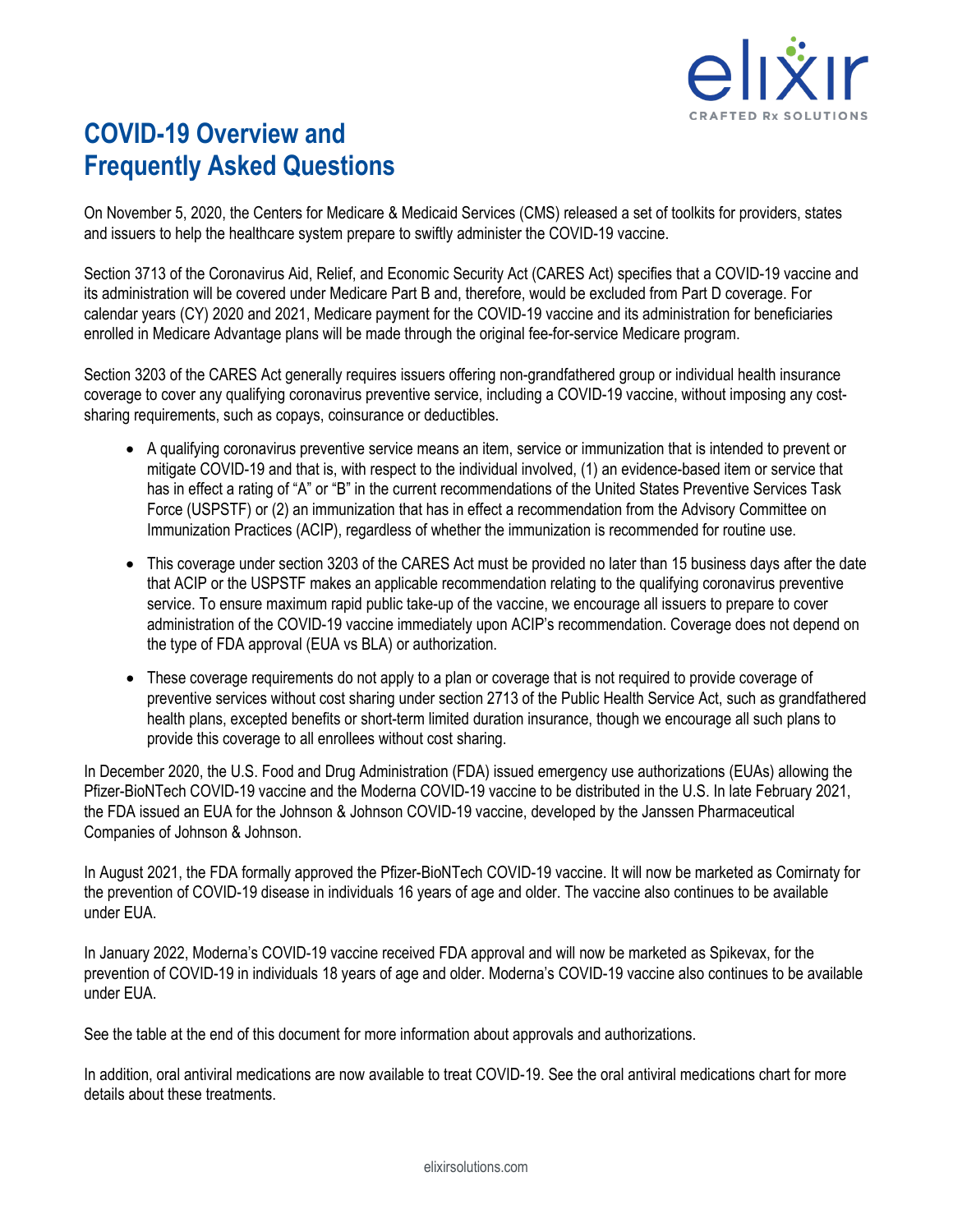# COVID-19 Overview and Frequently Asked Questions

On November 5, 2020, the Centers for Medicare & Medicaid Services (CMS) released a set of toolkits for providers, states and issuers to help the healthcare system prepare to swiftly administer the COVID-19 vaccine.

Section 3713 of the Coronavirus Aid, Relief, and Economic Security Act (CARES Act) specifies that a COVID-19 vaccine and its administration will be covered under Medicare Part B and, therefore, would be excluded from Part D coverage. For calendar years (CY) 2020 and 2021, Medicare payment for the COVID-19 vaccine and its administration for beneficiaries enrolled in Medicare Advantage plans will be made through the original fee-for-service Medicare program.

Section 3203 of the CARES Act generally requires issuers offering non-grandfathered group or individual health insurance coverage to cover any qualifying coronavirus preventive service, including a COVID-19 vaccine, without imposing any cost-sharing requirements, such as copays, coinsurance or deductibles.

- A qualifying coronavirus preventive service means an item, service or immunization that is intended to prevent or mitigate COVID-19 and that is, with respect to the individual involved, (1) an evidence-based item or service that has in effect a rating of "A" or "B" in the current recommendations of the United States Preventive Services Task Force (USPSTF) or (2) an immunization that has in effect a recommendation from the Advisory Committee on Immunization Practices (ACIP), regardless of whether the immunization is recommended for routine use.
- This coverage under section 3203 of the CARES Act must be provided no later than 15 business days after the date that ACIP or the USPSTF makes an applicable recommendation relating to the qualifying coronavirus preventive service. To ensure maximum rapid public take-up of the vaccine, we encourage all issuers to prepare to cover administration of the COVID-19 vaccine immediately upon ACIP's recommendation. Coverage does not depend on the type of FDA approval (EUA vs BLA) or authorization.
- These coverage requirements do not apply to a plan or coverage that is not required to provide coverage of preventive services without cost sharing under section 2713 of the Public Health Service Act, such as grandfathered health plans, excepted benefits or short-term limited duration insurance, though we encourage all such plans to provide this coverage to all enrollees without cost sharing.

In December 2020, the U.S. Food and Drug Administration (FDA) issued emergency use authorizations (EUAs) allowing the Pfizer-BioNTech COVID-19 vaccine and the Moderna COVID-19 vaccine to be distributed in the U.S. In late February 2021, the FDA issued an EUA for the Johnson & Johnson COVID-19 vaccine, developed by the Janssen Pharmaceutical Companies of Johnson & Johnson.

In August 2021, the FDA formally approved the Pfizer-BioNTech COVID-19 vaccine. It will now be marketed as Comirnaty for the prevention of COVID-19 disease in individuals 16 years of age and older. The vaccine also continues to be available under EUA.

In January 2022, Moderna's COVID-19 vaccine received FDA approval and will now be marketed as Spikevax, for the prevention of COVID-19 in individuals 18 years of age and older. Moderna's COVID-19 vaccine also continues to be available under EUA.

See the table at the end of this document for more information about approvals and authorizations.

In addition, oral antiviral medications are now available to treat COVID-19. See the oral antiviral medications chart for more details about these treatments.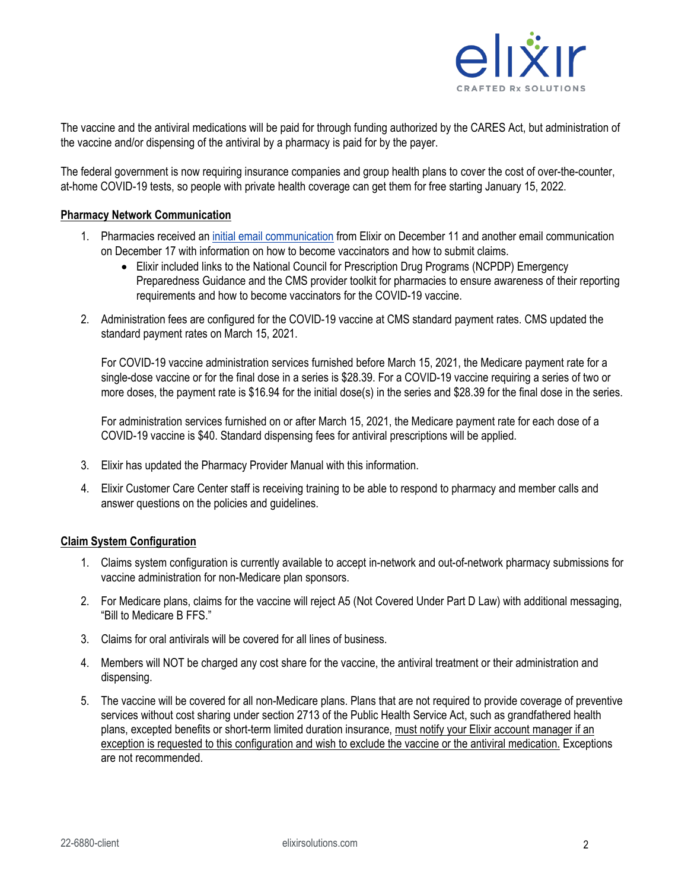The vaccine and the antiviral medications will be paid for through funding authorized by the CARES Act, but administration of the vaccine and/or dispensing of the antiviral by a pharmacy is paid for by the payer.

The federal government is now requiring insurance companies and group health plans to cover the cost of over-the-counter, at-home COVID-19 tests, so people with private health coverage can get them for free starting January 15, 2022.

**Pharmacy Network Communication**

1. Pharmacies received an initial email communication from Elixir on December 11 and another email communication on December 17 with information on how to become vaccinators and how to submit claims.
   - Elixir included links to the National Council for Prescription Drug Programs (NCPDP) Emergency Preparedness Guidance and the CMS provider toolkit for pharmacies to ensure awareness of their reporting requirements and how to become vaccinators for the COVID-19 vaccine.

2. Administration fees are configured for the COVID-19 vaccine at CMS standard payment rates. CMS updated the standard payment rates on March 15, 2021.

   For COVID-19 vaccine administration services furnished before March 15, 2021, the Medicare payment rate for a single-dose vaccine or for the final dose in a series is $28.39. For a COVID-19 vaccine requiring a series of two or more doses, the payment rate is $16.94 for the initial dose(s) in the series and $28.39 for the final dose in the series.

   For administration services furnished on or after March 15, 2021, the Medicare payment rate for each dose of a COVID-19 vaccine is $40. Standard dispensing fees for antiviral prescriptions will be applied.

3. Elixir has updated the Pharmacy Provider Manual with this information.

4. Elixir Customer Care Center staff is receiving training to be able to respond to pharmacy and member calls and answer questions on the policies and guidelines.

**Claim System Configuration**

1. Claims system configuration is currently available to accept in-network and out-of-network pharmacy submissions for vaccine administration for non-Medicare plan sponsors.

2. For Medicare plans, claims for the vaccine will reject A5 (Not Covered Under Part D Law) with additional messaging, "Bill to Medicare B FFS."

3. Claims for oral antivirals will be covered for all lines of business.

4. Members will NOT be charged any cost share for the vaccine, the antiviral treatment or their administration and dispensing.

5. The vaccine will be covered for all non-Medicare plans. Plans that are not required to provide coverage of preventive services without cost sharing under section 2713 of the Public Health Service Act, such as grandfathered health plans, excepted benefits or short-term limited duration insurance, must notify your Elixir account manager if an exception is requested to this configuration and wish to exclude the vaccine or the antiviral medication. Exceptions are not recommended.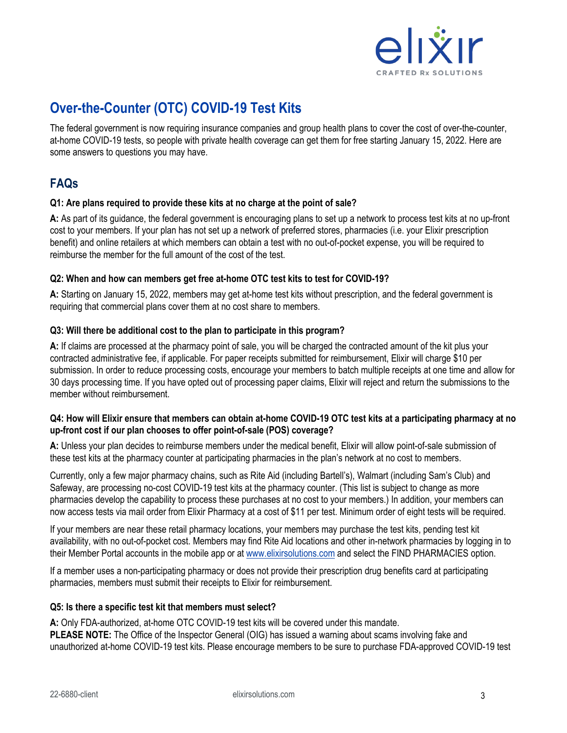# Over-the-Counter (OTC) COVID-19 Test Kits

The federal government is now requiring insurance companies and group health plans to cover the cost of over-the-counter, at-home COVID-19 tests, so people with private health coverage can get them for free starting January 15, 2022. Here are some answers to questions you may have.

## FAQs

**Q1: Are plans required to provide these kits at no charge at the point of sale?**

**A:** As part of its guidance, the federal government is encouraging plans to set up a network to process test kits at no up-front cost to your members. If your plan has not set up a network of preferred stores, pharmacies (i.e. your Elixir prescription benefit) and online retailers at which members can obtain a test with no out-of-pocket expense, you will be required to reimburse the member for the full amount of the cost of the test.

**Q2: When and how can members get free at-home OTC test kits to test for COVID-19?**

**A:** Starting on January 15, 2022, members may get at-home test kits without prescription, and the federal government is requiring that commercial plans cover them at no cost share to members.

**Q3: Will there be additional cost to the plan to participate in this program?**

**A:** If claims are processed at the pharmacy point of sale, you will be charged the contracted amount of the kit plus your contracted administrative fee, if applicable. For paper receipts submitted for reimbursement, Elixir will charge $10 per submission. In order to reduce processing costs, encourage your members to batch multiple receipts at one time and allow for 30 days processing time. If you have opted out of processing paper claims, Elixir will reject and return the submissions to the member without reimbursement.

**Q4: How will Elixir ensure that members can obtain at-home COVID-19 OTC test kits at a participating pharmacy at no up-front cost if our plan chooses to offer point-of-sale (POS) coverage?**

**A:** Unless your plan decides to reimburse members under the medical benefit, Elixir will allow point-of-sale submission of these test kits at the pharmacy counter at participating pharmacies in the plan's network at no cost to members.

Currently, only a few major pharmacy chains, such as Rite Aid (including Bartell's), Walmart (including Sam's Club) and Safeway, are processing no-cost COVID-19 test kits at the pharmacy counter. (This list is subject to change as more pharmacies develop the capability to process these purchases at no cost to your members.) In addition, your members can now access tests via mail order from Elixir Pharmacy at a cost of $11 per test. Minimum order of eight tests will be required.

If your members are near these retail pharmacy locations, your members may purchase the test kits, pending test kit availability, with no out-of-pocket cost. Members may find Rite Aid locations and other in-network pharmacies by logging in to their Member Portal accounts in the mobile app or at [www.elixirsolutions.com](http://www.elixirsolutions.com) and select the FIND PHARMACIES option.

If a member uses a non-participating pharmacy or does not provide their prescription drug benefits card at participating pharmacies, members must submit their receipts to Elixir for reimbursement.

**Q5: Is there a specific test kit that members must select?**

**A:** Only FDA-authorized, at-home OTC COVID-19 test kits will be covered under this mandate.
**PLEASE NOTE:** The Office of the Inspector General (OIG) has issued a warning about scams involving fake and unauthorized at-home COVID-19 test kits. Please encourage members to be sure to purchase FDA-approved COVID-19 test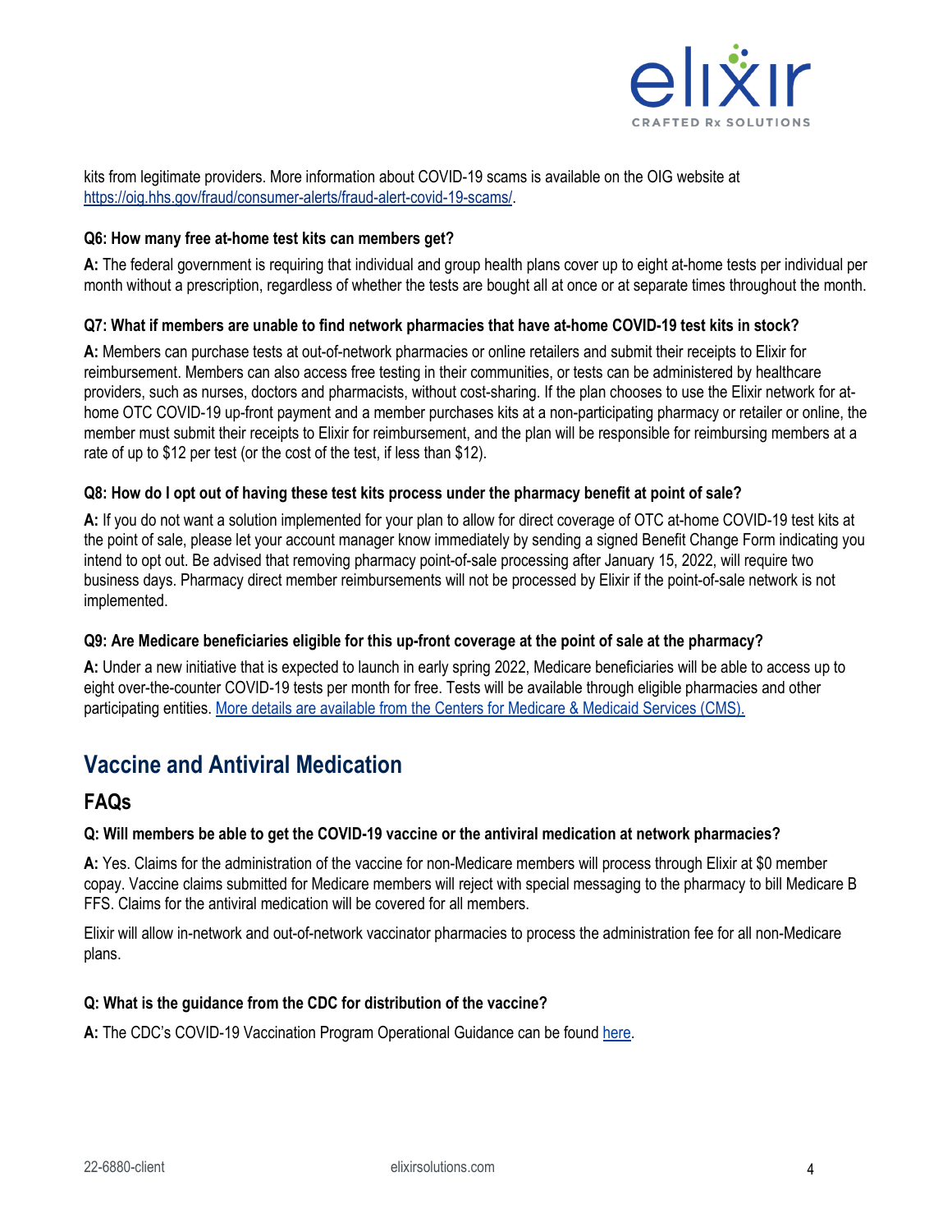kits from legitimate providers. More information about COVID-19 scams is available on the OIG website at [https://oig.hhs.gov/fraud/consumer-alerts/fraud-alert-covid-19-scams/](https://oig.hhs.gov/fraud/consumer-alerts/fraud-alert-covid-19-scams/).

**Q6: How many free at-home test kits can members get?**

**A:** The federal government is requiring that individual and group health plans cover up to eight at-home tests per individual per month without a prescription, regardless of whether the tests are bought all at once or at separate times throughout the month.

**Q7: What if members are unable to find network pharmacies that have at-home COVID-19 test kits in stock?**

**A:** Members can purchase tests at out-of-network pharmacies or online retailers and submit their receipts to Elixir for reimbursement. Members can also access free testing in their communities, or tests can be administered by healthcare providers, such as nurses, doctors and pharmacists, without cost-sharing. If the plan chooses to use the Elixir network for at-home OTC COVID-19 up-front payment and a member purchases kits at a non-participating pharmacy or retailer or online, the member must submit their receipts to Elixir for reimbursement, and the plan will be responsible for reimbursing members at a rate of up to $12 per test (or the cost of the test, if less than $12).

**Q8: How do I opt out of having these test kits process under the pharmacy benefit at point of sale?**

**A:** If you do not want a solution implemented for your plan to allow for direct coverage of OTC at-home COVID-19 test kits at the point of sale, please let your account manager know immediately by sending a signed Benefit Change Form indicating you intend to opt out. Be advised that removing pharmacy point-of-sale processing after January 15, 2022, will require two business days. Pharmacy direct member reimbursements will not be processed by Elixir if the point-of-sale network is not implemented.

**Q9: Are Medicare beneficiaries eligible for this up-front coverage at the point of sale at the pharmacy?**

**A:** Under a new initiative that is expected to launch in early spring 2022, Medicare beneficiaries will be able to access up to eight over-the-counter COVID-19 tests per month for free. Tests will be available through eligible pharmacies and other participating entities. More details are available from the Centers for Medicare & Medicaid Services (CMS).

## Vaccine and Antiviral Medication

### FAQs

**Q: Will members be able to get the COVID-19 vaccine or the antiviral medication at network pharmacies?**

**A:** Yes. Claims for the administration of the vaccine for non-Medicare members will process through Elixir at $0 member copay. Vaccine claims submitted for Medicare members will reject with special messaging to the pharmacy to bill Medicare B FFS. Claims for the antiviral medication will be covered for all members.

Elixir will allow in-network and out-of-network vaccinator pharmacies to process the administration fee for all non-Medicare plans.

**Q: What is the guidance from the CDC for distribution of the vaccine?**

**A:** The CDC's COVID-19 Vaccination Program Operational Guidance can be found here.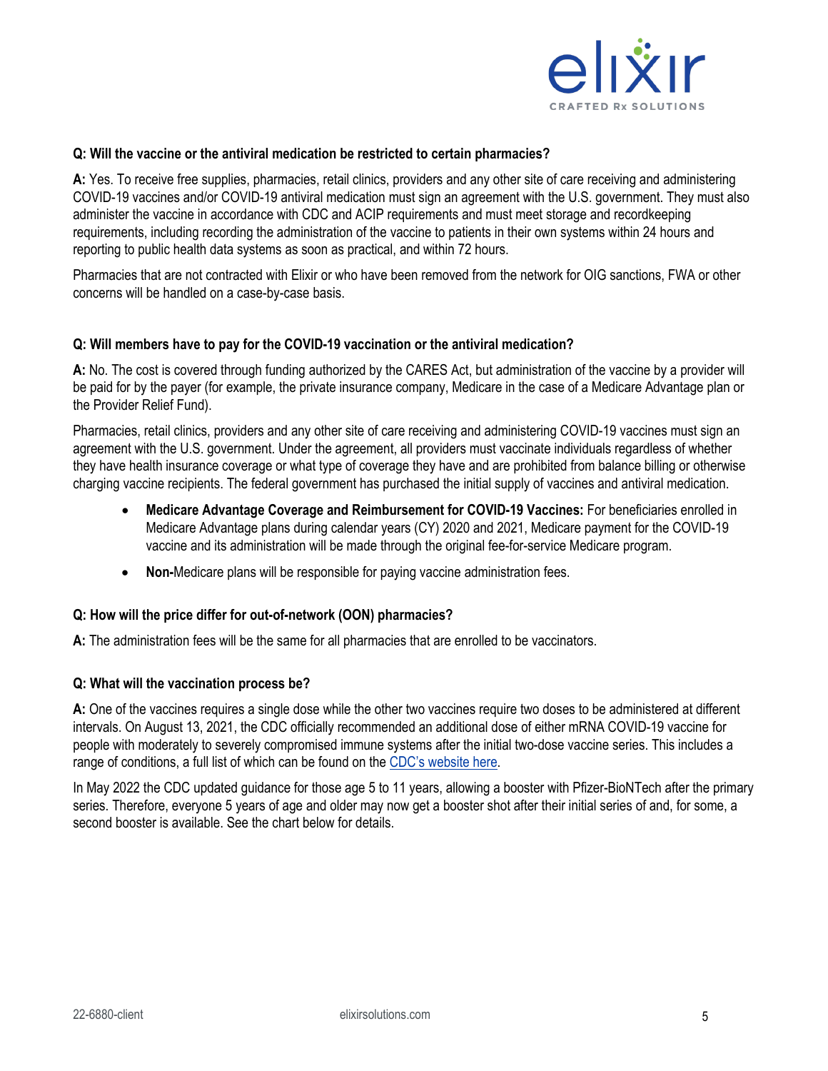**Q: Will the vaccine or the antiviral medication be restricted to certain pharmacies?**

**A:** Yes. To receive free supplies, pharmacies, retail clinics, providers and any other site of care receiving and administering COVID-19 vaccines and/or COVID-19 antiviral medication must sign an agreement with the U.S. government. They must also administer the vaccine in accordance with CDC and ACIP requirements and must meet storage and recordkeeping requirements, including recording the administration of the vaccine to patients in their own systems within 24 hours and reporting to public health data systems as soon as practical, and within 72 hours.

Pharmacies that are not contracted with Elixir or who have been removed from the network for OIG sanctions, FWA or other concerns will be handled on a case-by-case basis.

**Q: Will members have to pay for the COVID-19 vaccination or the antiviral medication?**

**A:** No. The cost is covered through funding authorized by the CARES Act, but administration of the vaccine by a provider will be paid for by the payer (for example, the private insurance company, Medicare in the case of a Medicare Advantage plan or the Provider Relief Fund).

Pharmacies, retail clinics, providers and any other site of care receiving and administering COVID-19 vaccines must sign an agreement with the U.S. government. Under the agreement, all providers must vaccinate individuals regardless of whether they have health insurance coverage or what type of coverage they have and are prohibited from balance billing or otherwise charging vaccine recipients. The federal government has purchased the initial supply of vaccines and antiviral medication.

- **Medicare Advantage Coverage and Reimbursement for COVID-19 Vaccines:** For beneficiaries enrolled in Medicare Advantage plans during calendar years (CY) 2020 and 2021, Medicare payment for the COVID-19 vaccine and its administration will be made through the original fee-for-service Medicare program.
- **Non-**Medicare plans will be responsible for paying vaccine administration fees.

**Q: How will the price differ for out-of-network (OON) pharmacies?**

**A:** The administration fees will be the same for all pharmacies that are enrolled to be vaccinators.

**Q: What will the vaccination process be?**

**A:** One of the vaccines requires a single dose while the other two vaccines require two doses to be administered at different intervals. On August 13, 2021, the CDC officially recommended an additional dose of either mRNA COVID-19 vaccine for people with moderately to severely compromised immune systems after the initial two-dose vaccine series. This includes a range of conditions, a full list of which can be found on the [CDC's website here](CDC's website here).

In May 2022 the CDC updated guidance for those age 5 to 11 years, allowing a booster with Pfizer-BioNTech after the primary series. Therefore, everyone 5 years of age and older may now get a booster shot after their initial series of and, for some, a second booster is available. See the chart below for details.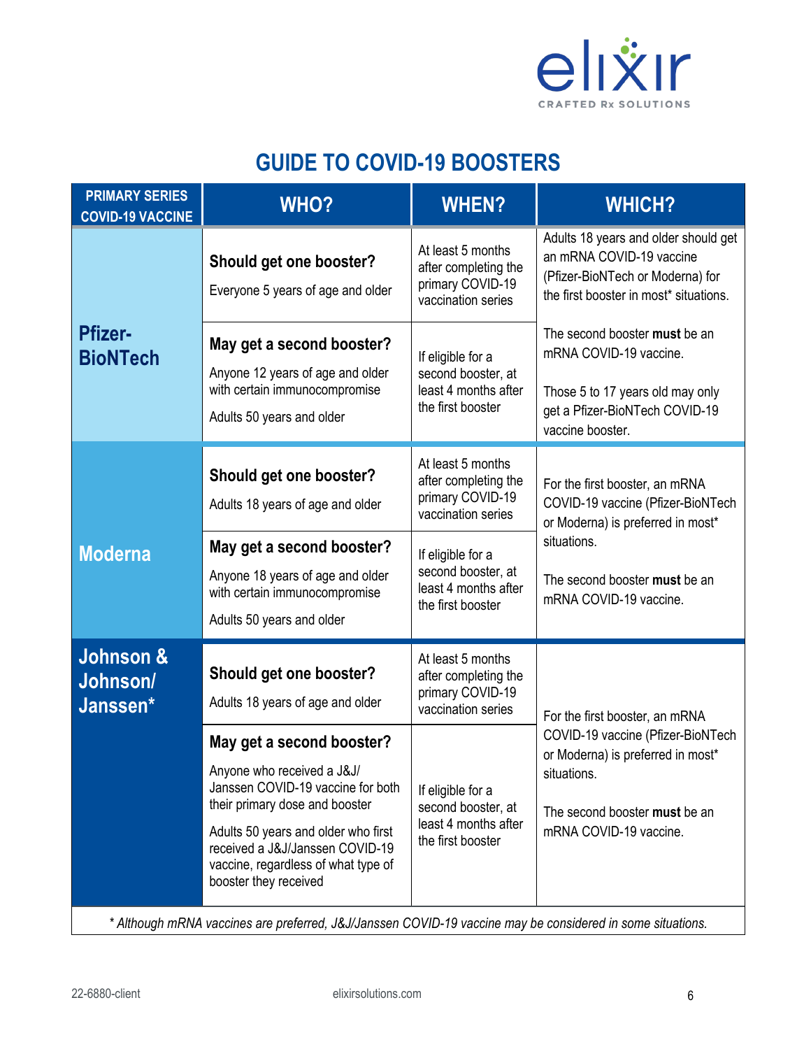# GUIDE TO COVID-19 BOOSTERS

| PRIMARY SERIES COVID-19 VACCINE | WHO? | WHEN? | WHICH? |
|---|---|---|---|
| **Pfizer-BioNTech** | **Should get one booster?**<br>Everyone 5 years of age and older | At least 5 months after completing the primary COVID-19 vaccination series | Adults 18 years and older should get an mRNA COVID-19 vaccine (Pfizer-BioNTech or Moderna) for the first booster in most* situations. |
| | **May get a second booster?**<br>Anyone 12 years of age and older with certain immunocompromise<br>Adults 50 years and older | If eligible for a second booster, at least 4 months after the first booster | The second booster **must** be an mRNA COVID-19 vaccine.<br>Those 5 to 17 years old may only get a Pfizer-BioNTech COVID-19 vaccine booster. |
| **Moderna** | **Should get one booster?**<br>Adults 18 years of age and older | At least 5 months after completing the primary COVID-19 vaccination series | For the first booster, an mRNA COVID-19 vaccine (Pfizer-BioNTech or Moderna) is preferred in most* situations.<br>The second booster **must** be an mRNA COVID-19 vaccine. |
| | **May get a second booster?**<br>Anyone 18 years of age and older with certain immunocompromise<br>Adults 50 years and older | If eligible for a second booster, at least 4 months after the first booster | |
| **Johnson & Johnson/ Janssen*** | **Should get one booster?**<br>Adults 18 years of age and older | At least 5 months after completing the primary COVID-19 vaccination series | For the first booster, an mRNA COVID-19 vaccine (Pfizer-BioNTech or Moderna) is preferred in most* situations.<br>The second booster **must** be an mRNA COVID-19 vaccine. |
| | **May get a second booster?**<br>Anyone who received a J&J/ Janssen COVID-19 vaccine for both their primary dose and booster<br>Adults 50 years and older who first received a J&J/Janssen COVID-19 vaccine, regardless of what type of booster they received | If eligible for a second booster, at least 4 months after the first booster | |

*\* Although mRNA vaccines are preferred, J&J/Janssen COVID-19 vaccine may be considered in some situations.*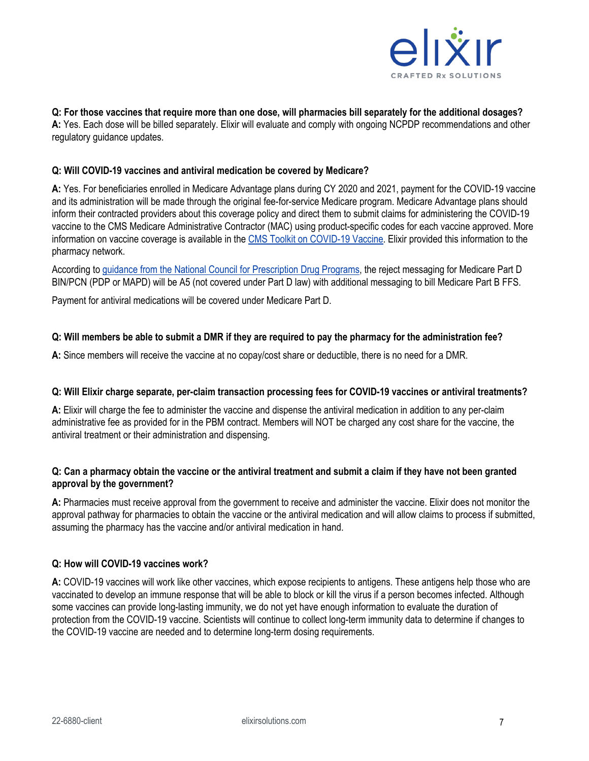**Q: For those vaccines that require more than one dose, will pharmacies bill separately for the additional dosages?**
**A:** Yes. Each dose will be billed separately. Elixir will evaluate and comply with ongoing NCPDP recommendations and other regulatory guidance updates.

**Q: Will COVID-19 vaccines and antiviral medication be covered by Medicare?**

**A:** Yes. For beneficiaries enrolled in Medicare Advantage plans during CY 2020 and 2021, payment for the COVID-19 vaccine and its administration will be made through the original fee-for-service Medicare program. Medicare Advantage plans should inform their contracted providers about this coverage policy and direct them to submit claims for administering the COVID-19 vaccine to the CMS Medicare Administrative Contractor (MAC) using product-specific codes for each vaccine approved. More information on vaccine coverage is available in the CMS Toolkit on COVID-19 Vaccine. Elixir provided this information to the pharmacy network.

According to guidance from the National Council for Prescription Drug Programs, the reject messaging for Medicare Part D BIN/PCN (PDP or MAPD) will be A5 (not covered under Part D law) with additional messaging to bill Medicare Part B FFS.

Payment for antiviral medications will be covered under Medicare Part D.

**Q: Will members be able to submit a DMR if they are required to pay the pharmacy for the administration fee?**

**A:** Since members will receive the vaccine at no copay/cost share or deductible, there is no need for a DMR.

**Q: Will Elixir charge separate, per-claim transaction processing fees for COVID-19 vaccines or antiviral treatments?**

**A:** Elixir will charge the fee to administer the vaccine and dispense the antiviral medication in addition to any per-claim administrative fee as provided for in the PBM contract. Members will NOT be charged any cost share for the vaccine, the antiviral treatment or their administration and dispensing.

**Q: Can a pharmacy obtain the vaccine or the antiviral treatment and submit a claim if they have not been granted approval by the government?**

**A:** Pharmacies must receive approval from the government to receive and administer the vaccine. Elixir does not monitor the approval pathway for pharmacies to obtain the vaccine or the antiviral medication and will allow claims to process if submitted, assuming the pharmacy has the vaccine and/or antiviral medication in hand.

**Q: How will COVID-19 vaccines work?**

**A:** COVID-19 vaccines will work like other vaccines, which expose recipients to antigens. These antigens help those who are vaccinated to develop an immune response that will be able to block or kill the virus if a person becomes infected. Although some vaccines can provide long-lasting immunity, we do not yet have enough information to evaluate the duration of protection from the COVID-19 vaccine. Scientists will continue to collect long-term immunity data to determine if changes to the COVID-19 vaccine are needed and to determine long-term dosing requirements.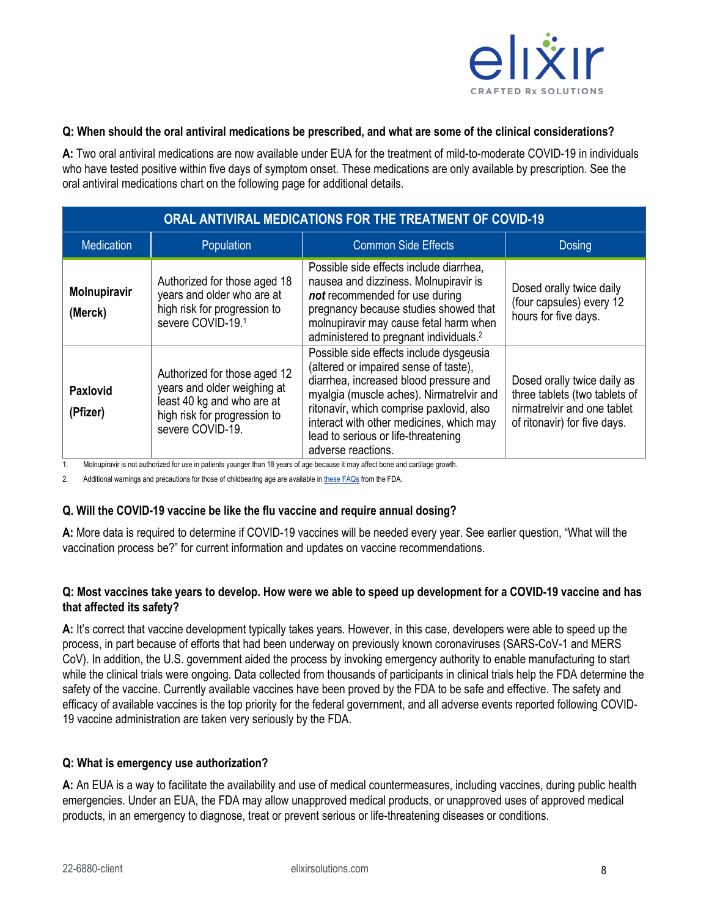**Q: When should the oral antiviral medications be prescribed, and what are some of the clinical considerations?**

**A:** Two oral antiviral medications are now available under EUA for the treatment of mild-to-moderate COVID-19 in individuals who have tested positive within five days of symptom onset. These medications are only available by prescription. See the oral antiviral medications chart on the following page for additional details.

| ORAL ANTIVIRAL MEDICATIONS FOR THE TREATMENT OF COVID-19 | | | |
|---|---|---|---|
| Medication | Population | Common Side Effects | Dosing |
| **Molnupiravir (Merck)** | Authorized for those aged 18 years and older who are at high risk for progression to severe COVID-19.[1] | Possible side effects include diarrhea, nausea and dizziness. Molnupiravir is ***not*** recommended for use during pregnancy because studies showed that molnupiravir may cause fetal harm when administered to pregnant individuals.[2] | Dosed orally twice daily (four capsules) every 12 hours for five days. |
| **Paxlovid (Pfizer)** | Authorized for those aged 12 years and older weighing at least 40 kg and who are at high risk for progression to severe COVID-19. | Possible side effects include dysgeusia (altered or impaired sense of taste), diarrhea, increased blood pressure and myalgia (muscle aches). Nirmatrelvir and ritonavir, which comprise paxlovid, also interact with other medicines, which may lead to serious or life-threatening adverse reactions. | Dosed orally twice daily as three tablets (two tablets of nirmatrelvir and one tablet of ritonavir) for five days. |

1. Molnupiravir is not authorized for use in patients younger than 18 years of age because it may affect bone and cartilage growth.
2. Additional warnings and precautions for those of childbearing age are available in these FAQs from the FDA.

**Q. Will the COVID-19 vaccine be like the flu vaccine and require annual dosing?**

**A:** More data is required to determine if COVID-19 vaccines will be needed every year. See earlier question, "What will the vaccination process be?" for current information and updates on vaccine recommendations.

**Q: Most vaccines take years to develop. How were we able to speed up development for a COVID-19 vaccine and has that affected its safety?**

**A:** It's correct that vaccine development typically takes years. However, in this case, developers were able to speed up the process, in part because of efforts that had been underway on previously known coronaviruses (SARS-CoV-1 and MERS CoV). In addition, the U.S. government aided the process by invoking emergency authority to enable manufacturing to start while the clinical trials were ongoing. Data collected from thousands of participants in clinical trials help the FDA determine the safety of the vaccine. Currently available vaccines have been proved by the FDA to be safe and effective. The safety and efficacy of available vaccines is the top priority for the federal government, and all adverse events reported following COVID-19 vaccine administration are taken very seriously by the FDA.

**Q: What is emergency use authorization?**

**A:** An EUA is a way to facilitate the availability and use of medical countermeasures, including vaccines, during public health emergencies. Under an EUA, the FDA may allow unapproved medical products, or unapproved uses of approved medical products, in an emergency to diagnose, treat or prevent serious or life-threatening diseases or conditions.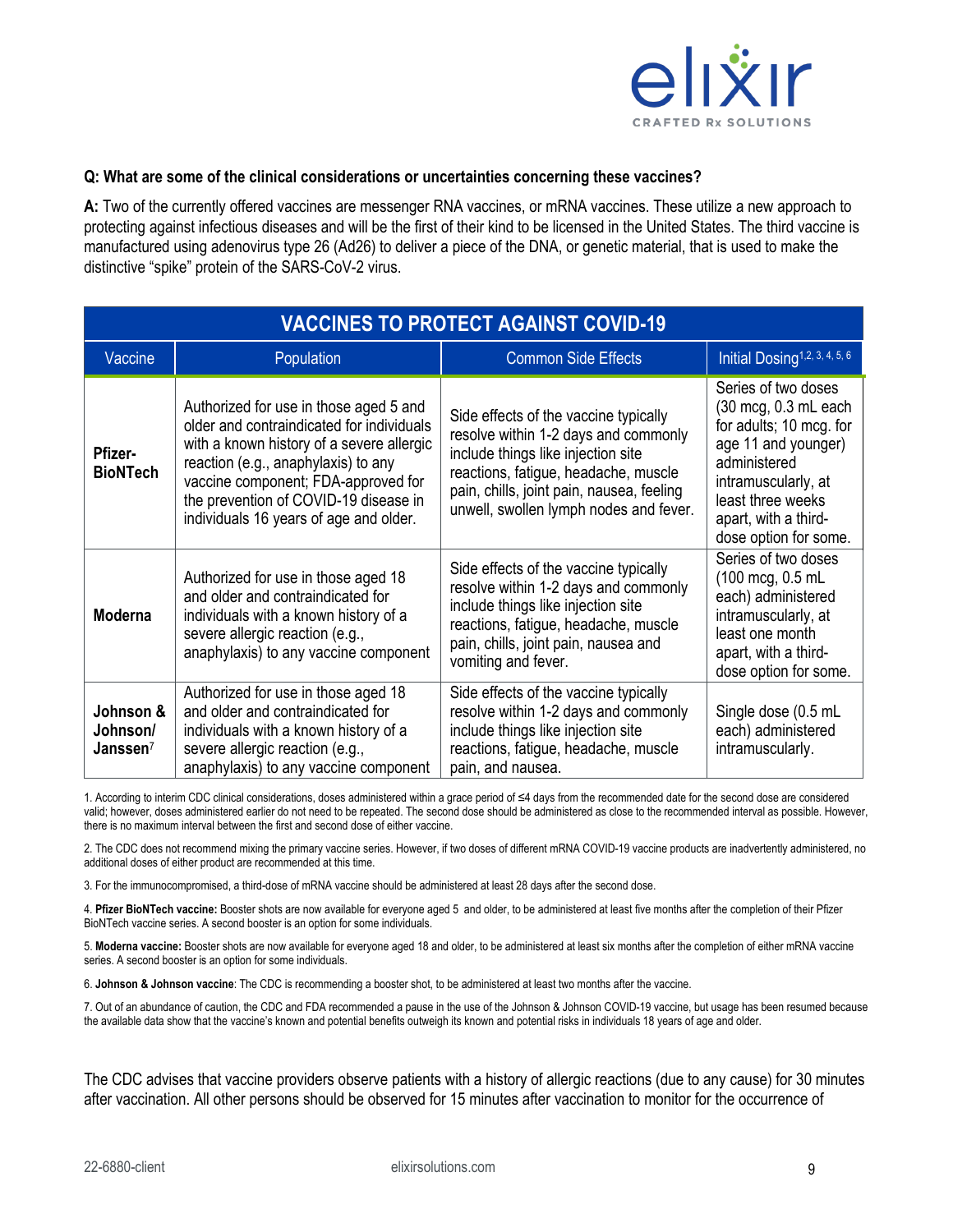**Q: What are some of the clinical considerations or uncertainties concerning these vaccines?**

**A:** Two of the currently offered vaccines are messenger RNA vaccines, or mRNA vaccines. These utilize a new approach to protecting against infectious diseases and will be the first of their kind to be licensed in the United States. The third vaccine is manufactured using adenovirus type 26 (Ad26) to deliver a piece of the DNA, or genetic material, that is used to make the distinctive "spike" protein of the SARS-CoV-2 virus.

| VACCINES TO PROTECT AGAINST COVID-19 | | | |
|---|---|---|---|
| Vaccine | Population | Common Side Effects | Initial Dosing[1,2,3,4,5,6] |
| **Pfizer-BioNTech** | Authorized for use in those aged 5 and older and contraindicated for individuals with a known history of a severe allergic reaction (e.g., anaphylaxis) to any vaccine component; FDA-approved for the prevention of COVID-19 disease in individuals 16 years of age and older. | Side effects of the vaccine typically resolve within 1-2 days and commonly include things like injection site reactions, fatigue, headache, muscle pain, chills, joint pain, nausea, feeling unwell, swollen lymph nodes and fever. | Series of two doses (30 mcg, 0.3 mL each for adults; 10 mcg. for age 11 and younger) administered intramuscularly, at least three weeks apart, with a third-dose option for some. |
| **Moderna** | Authorized for use in those aged 18 and older and contraindicated for individuals with a known history of a severe allergic reaction (e.g., anaphylaxis) to any vaccine component | Side effects of the vaccine typically resolve within 1-2 days and commonly include things like injection site reactions, fatigue, headache, muscle pain, chills, joint pain, nausea and vomiting and fever. | Series of two doses (100 mcg, 0.5 mL each) administered intramuscularly, at least one month apart, with a third-dose option for some. |
| **Johnson & Johnson/ Janssen**[7] | Authorized for use in those aged 18 and older and contraindicated for individuals with a known history of a severe allergic reaction (e.g., anaphylaxis) to any vaccine component | Side effects of the vaccine typically resolve within 1-2 days and commonly include things like injection site reactions, fatigue, headache, muscle pain, and nausea. | Single dose (0.5 mL each) administered intramuscularly. |

1. According to interim CDC clinical considerations, doses administered within a grace period of ≤4 days from the recommended date for the second dose are considered valid; however, doses administered earlier do not need to be repeated. The second dose should be administered as close to the recommended interval as possible. However, there is no maximum interval between the first and second dose of either vaccine.

2. The CDC does not recommend mixing the primary vaccine series. However, if two doses of different mRNA COVID-19 vaccine products are inadvertently administered, no additional doses of either product are recommended at this time.

3. For the immunocompromised, a third-dose of mRNA vaccine should be administered at least 28 days after the second dose.

4. **Pfizer BioNTech vaccine:** Booster shots are now available for everyone aged 5 and older, to be administered at least five months after the completion of their Pfizer BioNTech vaccine series. A second booster is an option for some individuals.

5. **Moderna vaccine:** Booster shots are now available for everyone aged 18 and older, to be administered at least six months after the completion of either mRNA vaccine series. A second booster is an option for some individuals.

6. **Johnson & Johnson vaccine**: The CDC is recommending a booster shot, to be administered at least two months after the vaccine.

7. Out of an abundance of caution, the CDC and FDA recommended a pause in the use of the Johnson & Johnson COVID-19 vaccine, but usage has been resumed because the available data show that the vaccine's known and potential benefits outweigh its known and potential risks in individuals 18 years of age and older.

The CDC advises that vaccine providers observe patients with a history of allergic reactions (due to any cause) for 30 minutes after vaccination. All other persons should be observed for 15 minutes after vaccination to monitor for the occurrence of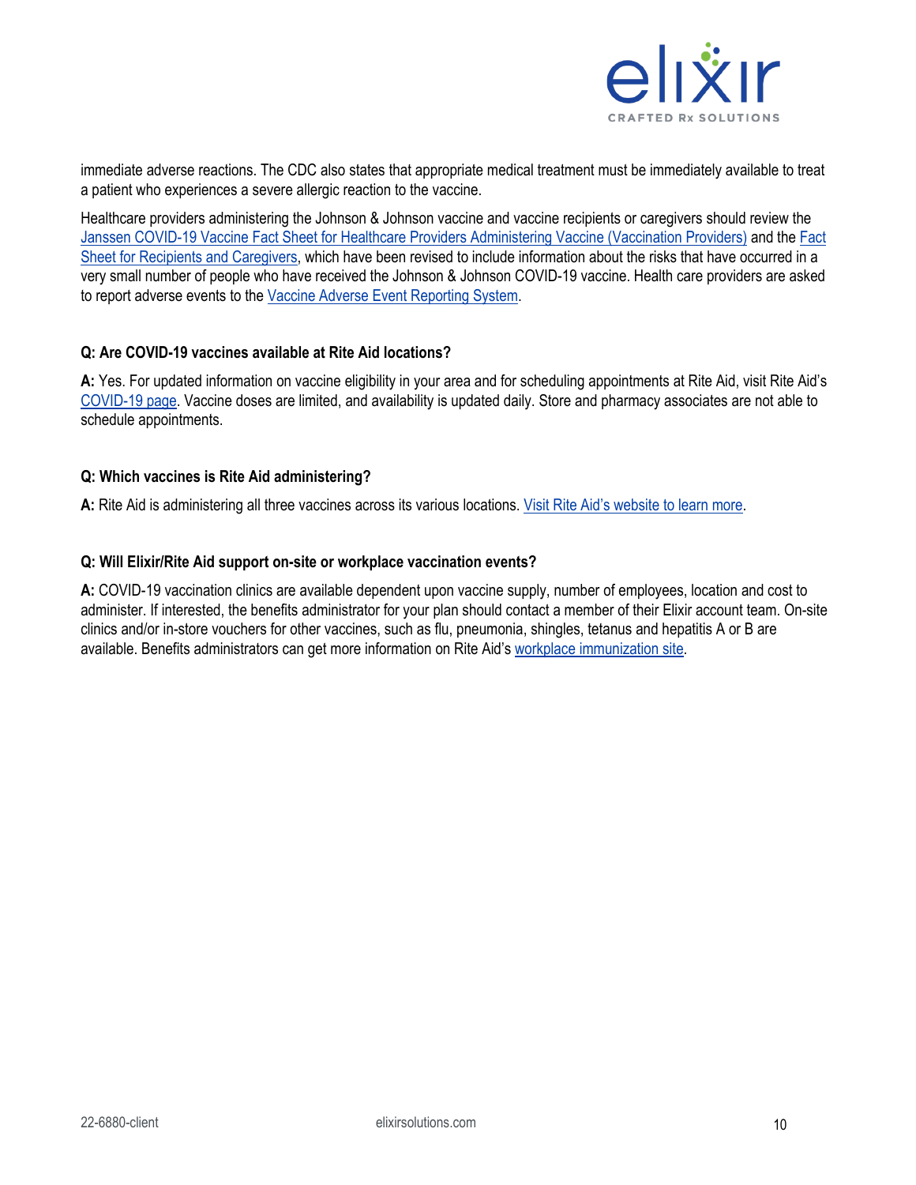immediate adverse reactions. The CDC also states that appropriate medical treatment must be immediately available to treat a patient who experiences a severe allergic reaction to the vaccine.

Healthcare providers administering the Johnson & Johnson vaccine and vaccine recipients or caregivers should review the Janssen COVID-19 Vaccine Fact Sheet for Healthcare Providers Administering Vaccine (Vaccination Providers) and the Fact Sheet for Recipients and Caregivers, which have been revised to include information about the risks that have occurred in a very small number of people who have received the Johnson & Johnson COVID-19 vaccine. Health care providers are asked to report adverse events to the Vaccine Adverse Event Reporting System.

**Q: Are COVID-19 vaccines available at Rite Aid locations?**

**A:** Yes. For updated information on vaccine eligibility in your area and for scheduling appointments at Rite Aid, visit Rite Aid's COVID-19 page. Vaccine doses are limited, and availability is updated daily. Store and pharmacy associates are not able to schedule appointments.

**Q: Which vaccines is Rite Aid administering?**

**A:** Rite Aid is administering all three vaccines across its various locations. Visit Rite Aid's website to learn more.

**Q: Will Elixir/Rite Aid support on-site or workplace vaccination events?**

**A:** COVID-19 vaccination clinics are available dependent upon vaccine supply, number of employees, location and cost to administer. If interested, the benefits administrator for your plan should contact a member of their Elixir account team. On-site clinics and/or in-store vouchers for other vaccines, such as flu, pneumonia, shingles, tetanus and hepatitis A or B are available. Benefits administrators can get more information on Rite Aid's workplace immunization site.